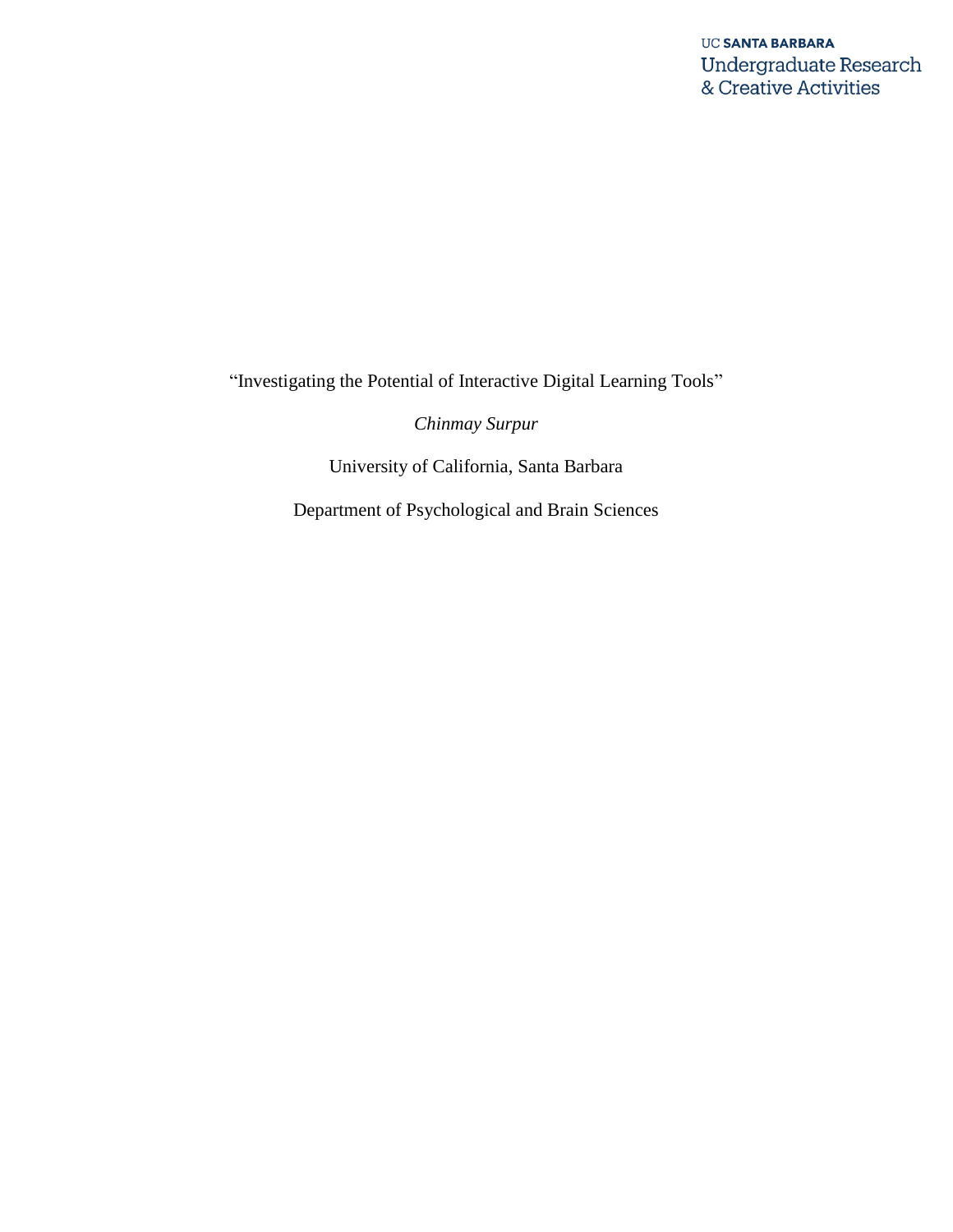UC SANTA BARBARA
Undergraduate Research
& Creative Activities

"Investigating the Potential of Interactive Digital Learning Tools"

*Chinmay Surpur*

University of California, Santa Barbara

Department of Psychological and Brain Sciences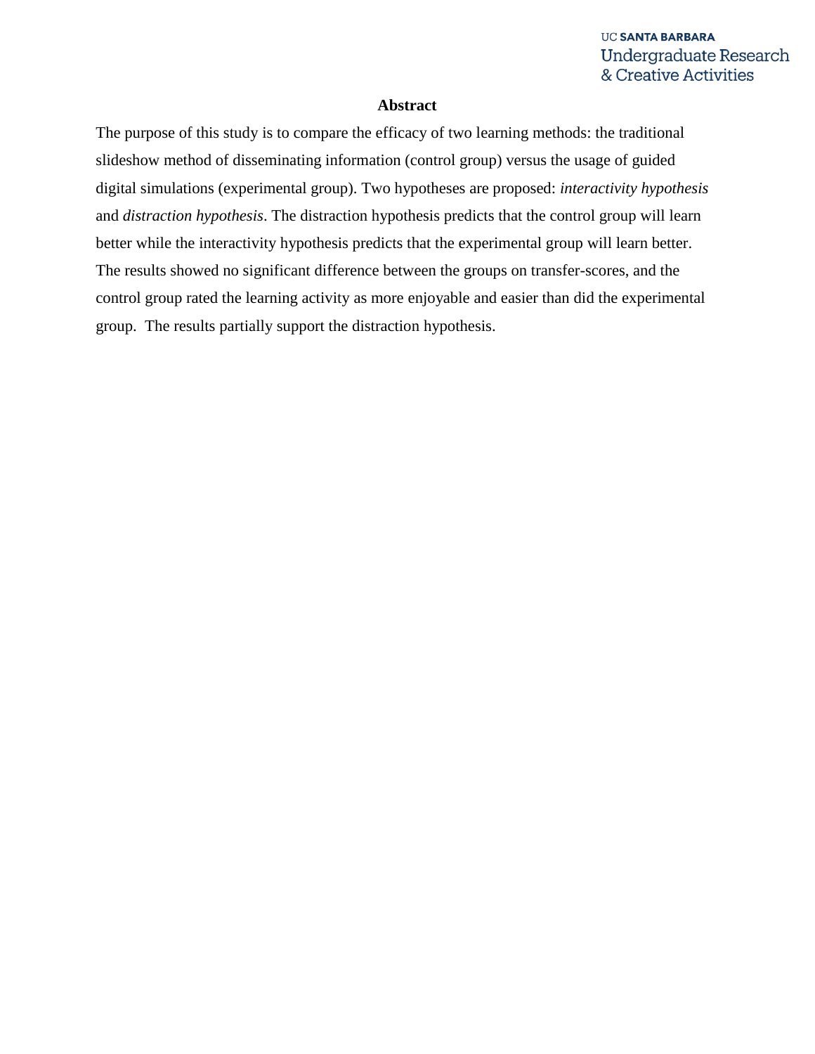## Abstract

The purpose of this study is to compare the efficacy of two learning methods: the traditional slideshow method of disseminating information (control group) versus the usage of guided digital simulations (experimental group). Two hypotheses are proposed: *interactivity hypothesis* and *distraction hypothesis*. The distraction hypothesis predicts that the control group will learn better while the interactivity hypothesis predicts that the experimental group will learn better. The results showed no significant difference between the groups on transfer-scores, and the control group rated the learning activity as more enjoyable and easier than did the experimental group. The results partially support the distraction hypothesis.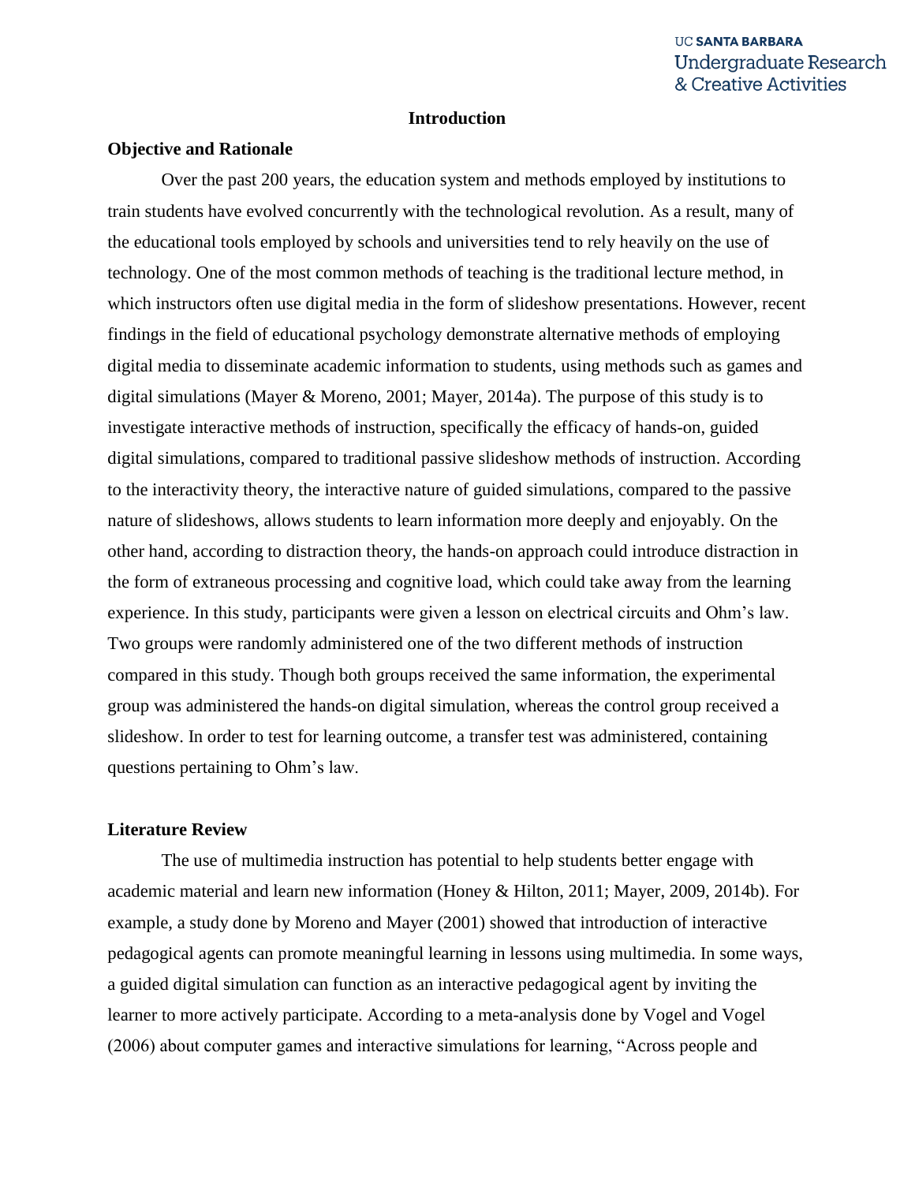# Introduction

## Objective and Rationale

Over the past 200 years, the education system and methods employed by institutions to train students have evolved concurrently with the technological revolution. As a result, many of the educational tools employed by schools and universities tend to rely heavily on the use of technology. One of the most common methods of teaching is the traditional lecture method, in which instructors often use digital media in the form of slideshow presentations. However, recent findings in the field of educational psychology demonstrate alternative methods of employing digital media to disseminate academic information to students, using methods such as games and digital simulations (Mayer & Moreno, 2001; Mayer, 2014a). The purpose of this study is to investigate interactive methods of instruction, specifically the efficacy of hands-on, guided digital simulations, compared to traditional passive slideshow methods of instruction. According to the interactivity theory, the interactive nature of guided simulations, compared to the passive nature of slideshows, allows students to learn information more deeply and enjoyably. On the other hand, according to distraction theory, the hands-on approach could introduce distraction in the form of extraneous processing and cognitive load, which could take away from the learning experience. In this study, participants were given a lesson on electrical circuits and Ohm's law. Two groups were randomly administered one of the two different methods of instruction compared in this study. Though both groups received the same information, the experimental group was administered the hands-on digital simulation, whereas the control group received a slideshow. In order to test for learning outcome, a transfer test was administered, containing questions pertaining to Ohm's law.

## Literature Review

The use of multimedia instruction has potential to help students better engage with academic material and learn new information (Honey & Hilton, 2011; Mayer, 2009, 2014b). For example, a study done by Moreno and Mayer (2001) showed that introduction of interactive pedagogical agents can promote meaningful learning in lessons using multimedia. In some ways, a guided digital simulation can function as an interactive pedagogical agent by inviting the learner to more actively participate. According to a meta-analysis done by Vogel and Vogel (2006) about computer games and interactive simulations for learning, "Across people and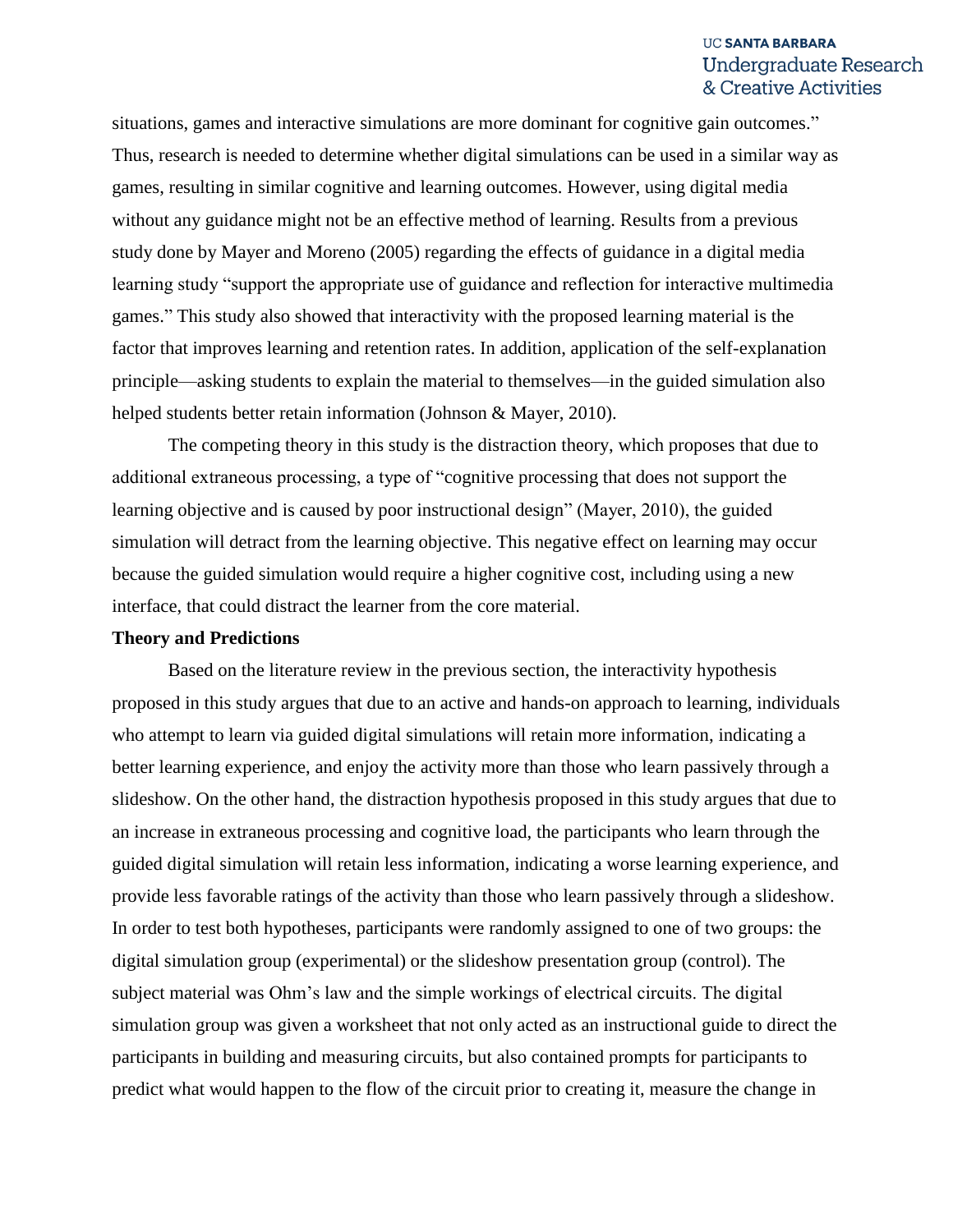situations, games and interactive simulations are more dominant for cognitive gain outcomes." Thus, research is needed to determine whether digital simulations can be used in a similar way as games, resulting in similar cognitive and learning outcomes. However, using digital media without any guidance might not be an effective method of learning. Results from a previous study done by Mayer and Moreno (2005) regarding the effects of guidance in a digital media learning study "support the appropriate use of guidance and reflection for interactive multimedia games." This study also showed that interactivity with the proposed learning material is the factor that improves learning and retention rates. In addition, application of the self-explanation principle—asking students to explain the material to themselves—in the guided simulation also helped students better retain information (Johnson & Mayer, 2010).

The competing theory in this study is the distraction theory, which proposes that due to additional extraneous processing, a type of "cognitive processing that does not support the learning objective and is caused by poor instructional design" (Mayer, 2010), the guided simulation will detract from the learning objective. This negative effect on learning may occur because the guided simulation would require a higher cognitive cost, including using a new interface, that could distract the learner from the core material.

**Theory and Predictions**

Based on the literature review in the previous section, the interactivity hypothesis proposed in this study argues that due to an active and hands-on approach to learning, individuals who attempt to learn via guided digital simulations will retain more information, indicating a better learning experience, and enjoy the activity more than those who learn passively through a slideshow. On the other hand, the distraction hypothesis proposed in this study argues that due to an increase in extraneous processing and cognitive load, the participants who learn through the guided digital simulation will retain less information, indicating a worse learning experience, and provide less favorable ratings of the activity than those who learn passively through a slideshow. In order to test both hypotheses, participants were randomly assigned to one of two groups: the digital simulation group (experimental) or the slideshow presentation group (control). The subject material was Ohm's law and the simple workings of electrical circuits. The digital simulation group was given a worksheet that not only acted as an instructional guide to direct the participants in building and measuring circuits, but also contained prompts for participants to predict what would happen to the flow of the circuit prior to creating it, measure the change in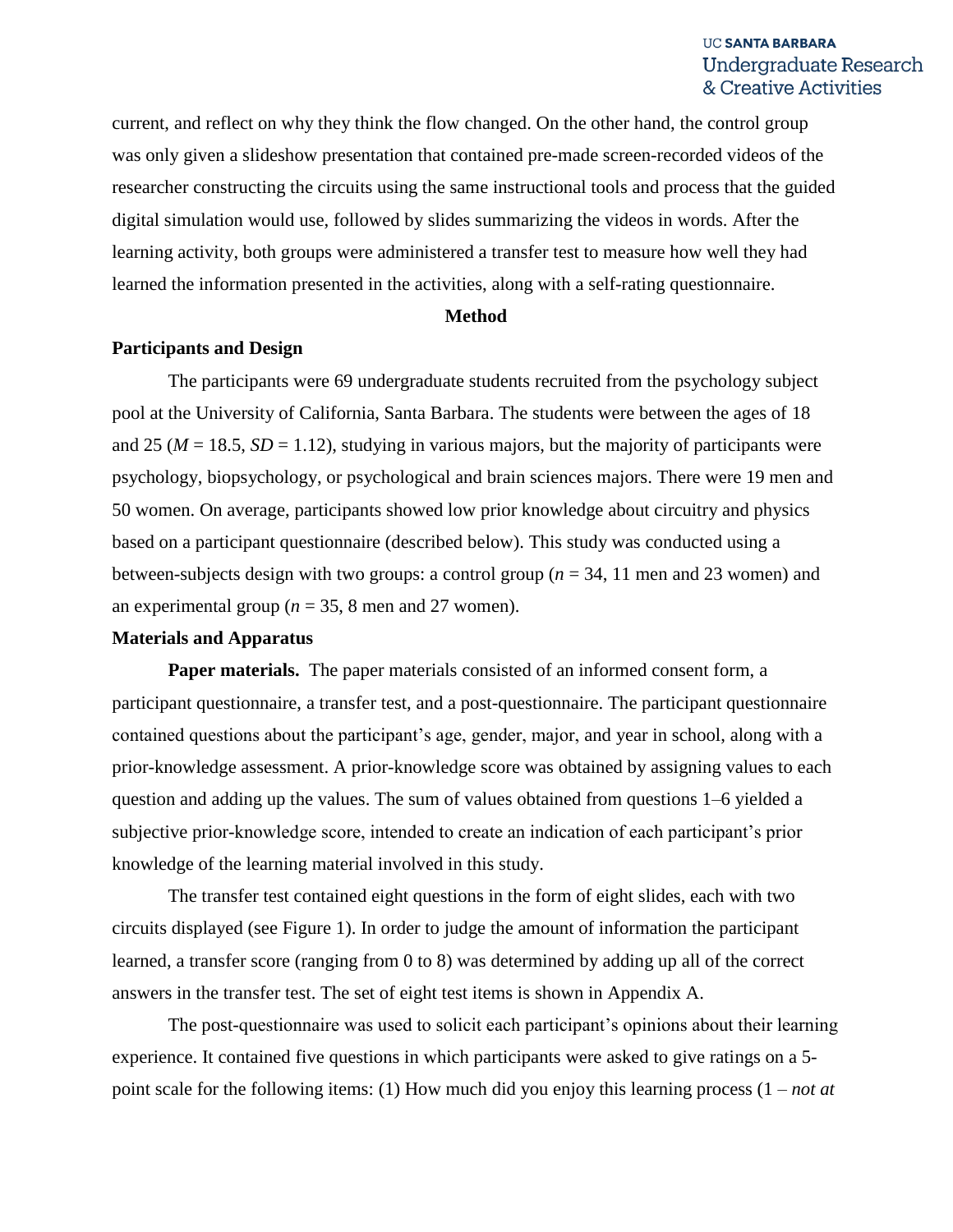current, and reflect on why they think the flow changed. On the other hand, the control group was only given a slideshow presentation that contained pre-made screen-recorded videos of the researcher constructing the circuits using the same instructional tools and process that the guided digital simulation would use, followed by slides summarizing the videos in words. After the learning activity, both groups were administered a transfer test to measure how well they had learned the information presented in the activities, along with a self-rating questionnaire.

## Method

### Participants and Design

The participants were 69 undergraduate students recruited from the psychology subject pool at the University of California, Santa Barbara. The students were between the ages of 18 and 25 ($M = 18.5$, $SD = 1.12$), studying in various majors, but the majority of participants were psychology, biopsychology, or psychological and brain sciences majors. There were 19 men and 50 women. On average, participants showed low prior knowledge about circuitry and physics based on a participant questionnaire (described below). This study was conducted using a between-subjects design with two groups: a control group ($n = 34$, 11 men and 23 women) and an experimental group ($n = 35$, 8 men and 27 women).

### Materials and Apparatus

**Paper materials.** The paper materials consisted of an informed consent form, a participant questionnaire, a transfer test, and a post-questionnaire. The participant questionnaire contained questions about the participant's age, gender, major, and year in school, along with a prior-knowledge assessment. A prior-knowledge score was obtained by assigning values to each question and adding up the values. The sum of values obtained from questions 1–6 yielded a subjective prior-knowledge score, intended to create an indication of each participant's prior knowledge of the learning material involved in this study.

The transfer test contained eight questions in the form of eight slides, each with two circuits displayed (see Figure 1). In order to judge the amount of information the participant learned, a transfer score (ranging from 0 to 8) was determined by adding up all of the correct answers in the transfer test. The set of eight test items is shown in Appendix A.

The post-questionnaire was used to solicit each participant's opinions about their learning experience. It contained five questions in which participants were asked to give ratings on a 5-point scale for the following items: (1) How much did you enjoy this learning process (1 – *not at*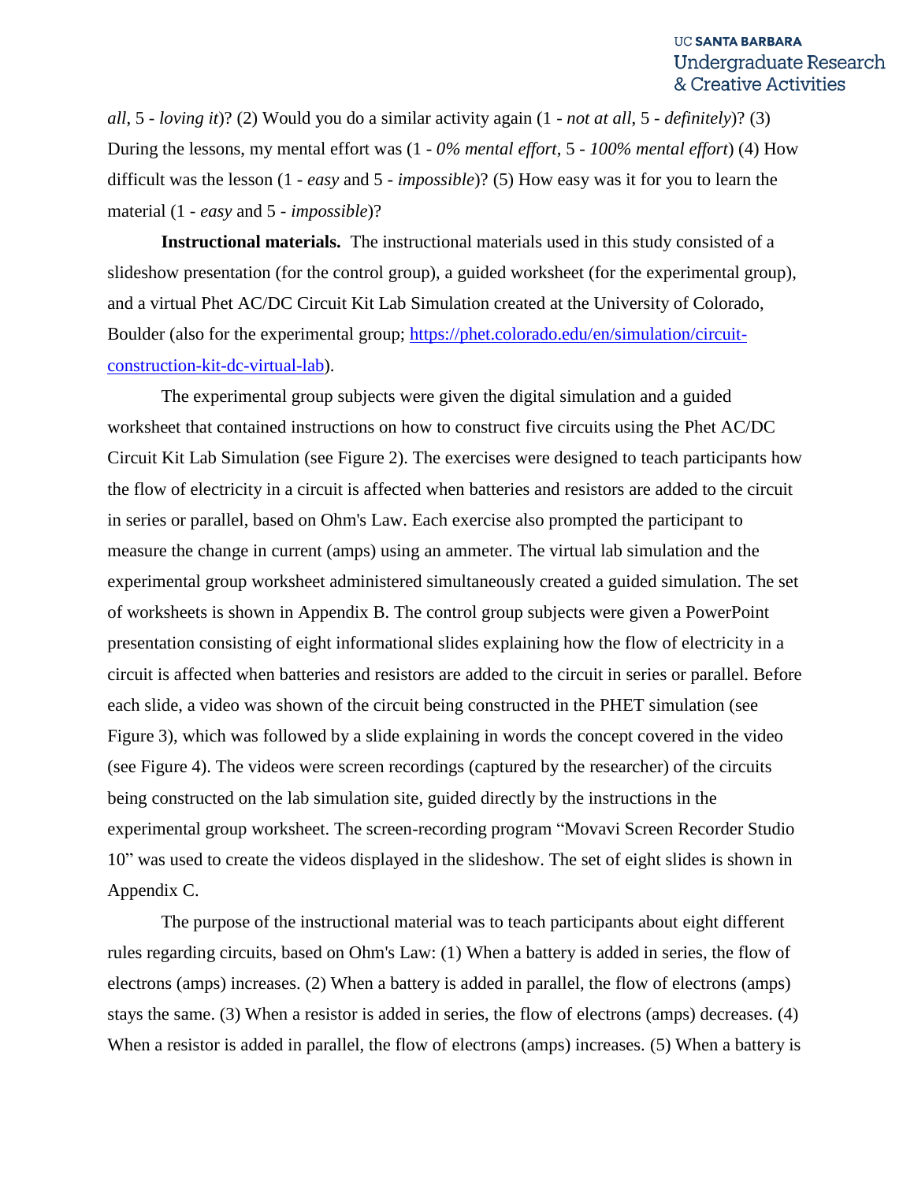*all*, 5 - *loving it*)? (2) Would you do a similar activity again (1 - *not at all*, 5 - *definitely*)? (3) During the lessons, my mental effort was (1 - *0% mental effort*, 5 - *100% mental effort*) (4) How difficult was the lesson (1 - *easy* and 5 - *impossible*)? (5) How easy was it for you to learn the material (1 - *easy* and 5 - *impossible*)?

**Instructional materials.** The instructional materials used in this study consisted of a slideshow presentation (for the control group), a guided worksheet (for the experimental group), and a virtual Phet AC/DC Circuit Kit Lab Simulation created at the University of Colorado, Boulder (also for the experimental group; [https://phet.colorado.edu/en/simulation/circuit-construction-kit-dc-virtual-lab](https://phet.colorado.edu/en/simulation/circuit-construction-kit-dc-virtual-lab)).

The experimental group subjects were given the digital simulation and a guided worksheet that contained instructions on how to construct five circuits using the Phet AC/DC Circuit Kit Lab Simulation (see Figure 2). The exercises were designed to teach participants how the flow of electricity in a circuit is affected when batteries and resistors are added to the circuit in series or parallel, based on Ohm's Law. Each exercise also prompted the participant to measure the change in current (amps) using an ammeter. The virtual lab simulation and the experimental group worksheet administered simultaneously created a guided simulation. The set of worksheets is shown in Appendix B. The control group subjects were given a PowerPoint presentation consisting of eight informational slides explaining how the flow of electricity in a circuit is affected when batteries and resistors are added to the circuit in series or parallel. Before each slide, a video was shown of the circuit being constructed in the PHET simulation (see Figure 3), which was followed by a slide explaining in words the concept covered in the video (see Figure 4). The videos were screen recordings (captured by the researcher) of the circuits being constructed on the lab simulation site, guided directly by the instructions in the experimental group worksheet. The screen-recording program "Movavi Screen Recorder Studio 10" was used to create the videos displayed in the slideshow. The set of eight slides is shown in Appendix C.

The purpose of the instructional material was to teach participants about eight different rules regarding circuits, based on Ohm's Law: (1) When a battery is added in series, the flow of electrons (amps) increases. (2) When a battery is added in parallel, the flow of electrons (amps) stays the same. (3) When a resistor is added in series, the flow of electrons (amps) decreases. (4) When a resistor is added in parallel, the flow of electrons (amps) increases. (5) When a battery is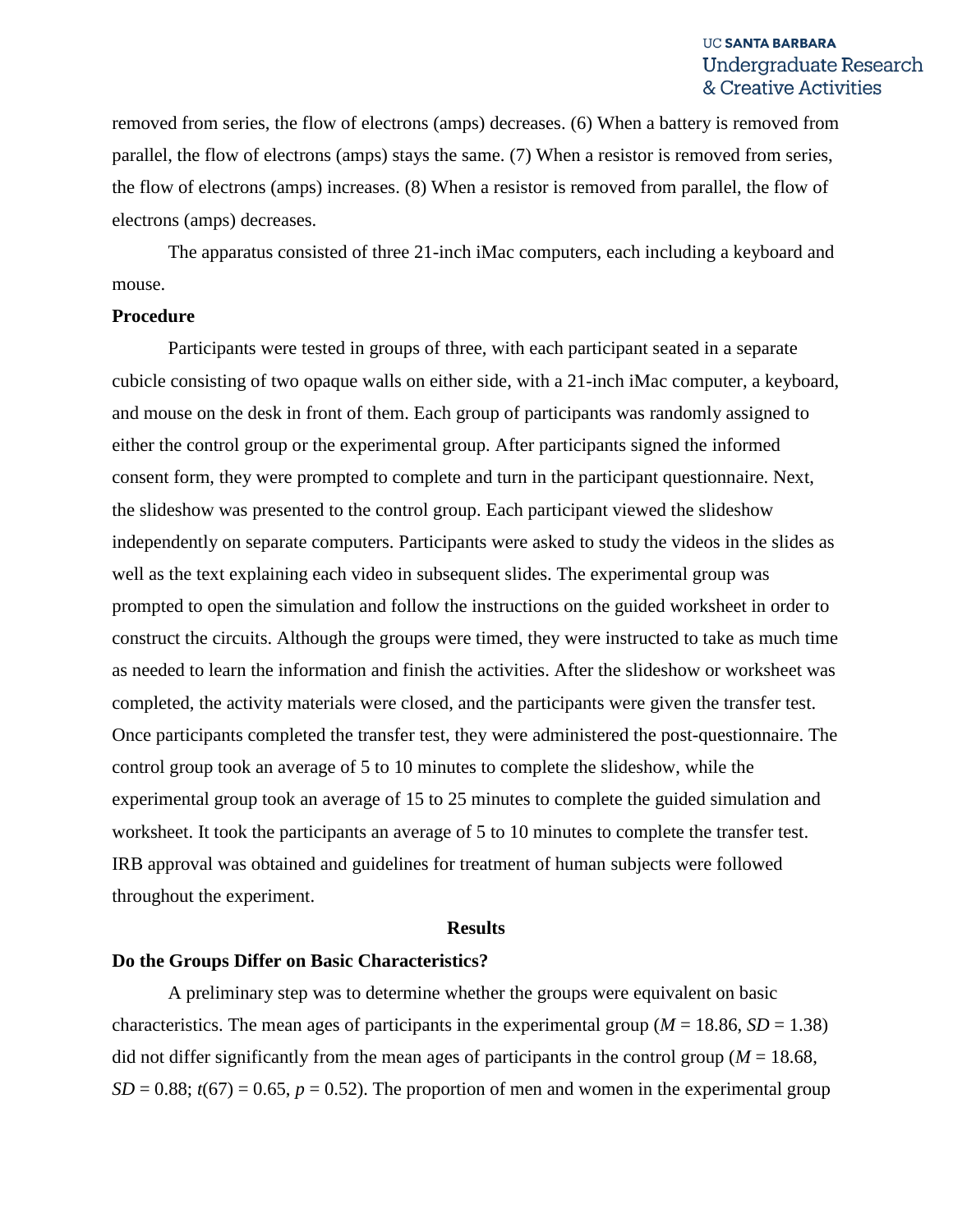removed from series, the flow of electrons (amps) decreases. (6) When a battery is removed from parallel, the flow of electrons (amps) stays the same. (7) When a resistor is removed from series, the flow of electrons (amps) increases. (8) When a resistor is removed from parallel, the flow of electrons (amps) decreases.

The apparatus consisted of three 21-inch iMac computers, each including a keyboard and mouse.

**Procedure**

Participants were tested in groups of three, with each participant seated in a separate cubicle consisting of two opaque walls on either side, with a 21-inch iMac computer, a keyboard, and mouse on the desk in front of them. Each group of participants was randomly assigned to either the control group or the experimental group. After participants signed the informed consent form, they were prompted to complete and turn in the participant questionnaire. Next, the slideshow was presented to the control group. Each participant viewed the slideshow independently on separate computers. Participants were asked to study the videos in the slides as well as the text explaining each video in subsequent slides. The experimental group was prompted to open the simulation and follow the instructions on the guided worksheet in order to construct the circuits. Although the groups were timed, they were instructed to take as much time as needed to learn the information and finish the activities. After the slideshow or worksheet was completed, the activity materials were closed, and the participants were given the transfer test. Once participants completed the transfer test, they were administered the post-questionnaire. The control group took an average of 5 to 10 minutes to complete the slideshow, while the experimental group took an average of 15 to 25 minutes to complete the guided simulation and worksheet. It took the participants an average of 5 to 10 minutes to complete the transfer test. IRB approval was obtained and guidelines for treatment of human subjects were followed throughout the experiment.

## Results

**Do the Groups Differ on Basic Characteristics?**

A preliminary step was to determine whether the groups were equivalent on basic characteristics. The mean ages of participants in the experimental group ($M$ = 18.86, $SD$ = 1.38) did not differ significantly from the mean ages of participants in the control group ($M$ = 18.68, $SD$ = 0.88; $t(67)$ = 0.65, $p$ = 0.52). The proportion of men and women in the experimental group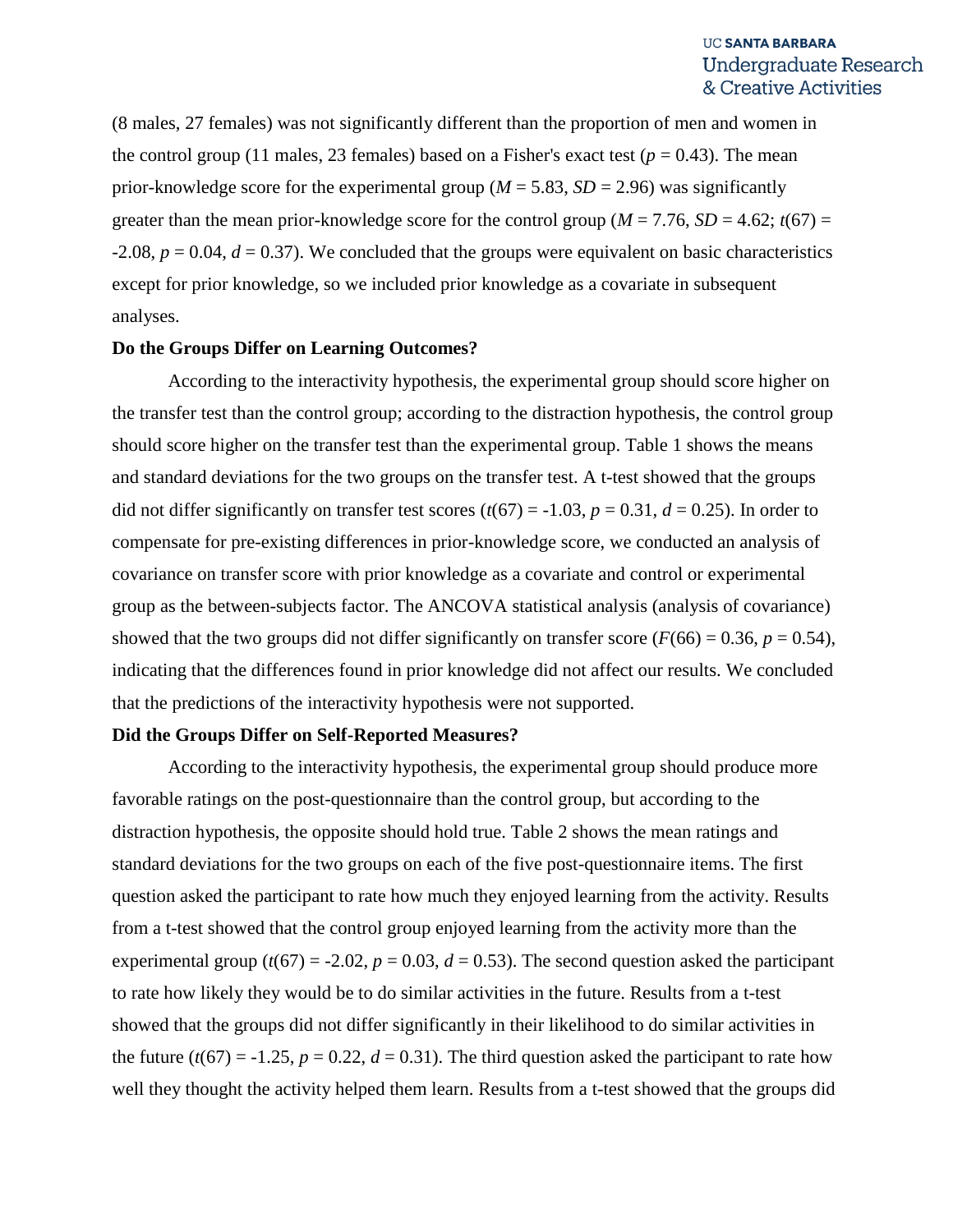(8 males, 27 females) was not significantly different than the proportion of men and women in the control group (11 males, 23 females) based on a Fisher's exact test ($p = 0.43$). The mean prior-knowledge score for the experimental group ($M = 5.83$, $SD = 2.96$) was significantly greater than the mean prior-knowledge score for the control group ($M = 7.76$, $SD = 4.62$; $t(67) = -2.08$, $p = 0.04$, $d = 0.37$). We concluded that the groups were equivalent on basic characteristics except for prior knowledge, so we included prior knowledge as a covariate in subsequent analyses.

**Do the Groups Differ on Learning Outcomes?**

According to the interactivity hypothesis, the experimental group should score higher on the transfer test than the control group; according to the distraction hypothesis, the control group should score higher on the transfer test than the experimental group. Table 1 shows the means and standard deviations for the two groups on the transfer test. A t-test showed that the groups did not differ significantly on transfer test scores ($t(67) = -1.03$, $p = 0.31$, $d = 0.25$). In order to compensate for pre-existing differences in prior-knowledge score, we conducted an analysis of covariance on transfer score with prior knowledge as a covariate and control or experimental group as the between-subjects factor. The ANCOVA statistical analysis (analysis of covariance) showed that the two groups did not differ significantly on transfer score ($F(66) = 0.36$, $p = 0.54$), indicating that the differences found in prior knowledge did not affect our results. We concluded that the predictions of the interactivity hypothesis were not supported.

**Did the Groups Differ on Self-Reported Measures?**

According to the interactivity hypothesis, the experimental group should produce more favorable ratings on the post-questionnaire than the control group, but according to the distraction hypothesis, the opposite should hold true. Table 2 shows the mean ratings and standard deviations for the two groups on each of the five post-questionnaire items. The first question asked the participant to rate how much they enjoyed learning from the activity. Results from a t-test showed that the control group enjoyed learning from the activity more than the experimental group ($t(67) = -2.02$, $p = 0.03$, $d = 0.53$). The second question asked the participant to rate how likely they would be to do similar activities in the future. Results from a t-test showed that the groups did not differ significantly in their likelihood to do similar activities in the future ($t(67) = -1.25$, $p = 0.22$, $d = 0.31$). The third question asked the participant to rate how well they thought the activity helped them learn. Results from a t-test showed that the groups did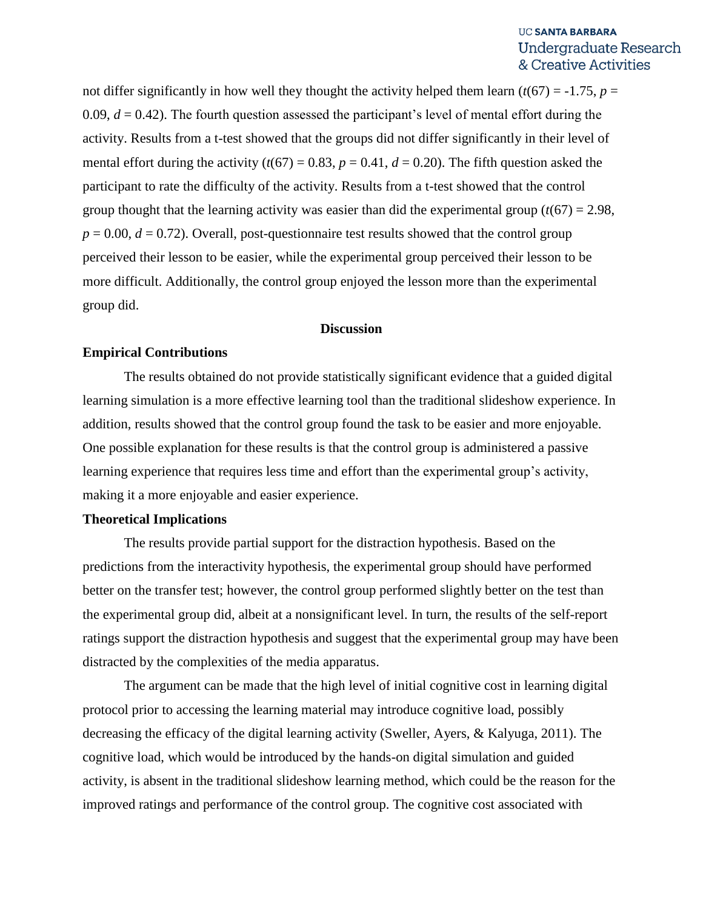not differ significantly in how well they thought the activity helped them learn ($t(67) = -1.75$, $p = 0.09$, $d = 0.42$). The fourth question assessed the participant's level of mental effort during the activity. Results from a t-test showed that the groups did not differ significantly in their level of mental effort during the activity ($t(67) = 0.83$, $p = 0.41$, $d = 0.20$). The fifth question asked the participant to rate the difficulty of the activity. Results from a t-test showed that the control group thought that the learning activity was easier than did the experimental group ($t(67) = 2.98$, $p = 0.00$, $d = 0.72$). Overall, post-questionnaire test results showed that the control group perceived their lesson to be easier, while the experimental group perceived their lesson to be more difficult. Additionally, the control group enjoyed the lesson more than the experimental group did.

## Discussion

### Empirical Contributions

The results obtained do not provide statistically significant evidence that a guided digital learning simulation is a more effective learning tool than the traditional slideshow experience. In addition, results showed that the control group found the task to be easier and more enjoyable. One possible explanation for these results is that the control group is administered a passive learning experience that requires less time and effort than the experimental group's activity, making it a more enjoyable and easier experience.

### Theoretical Implications

The results provide partial support for the distraction hypothesis. Based on the predictions from the interactivity hypothesis, the experimental group should have performed better on the transfer test; however, the control group performed slightly better on the test than the experimental group did, albeit at a nonsignificant level. In turn, the results of the self-report ratings support the distraction hypothesis and suggest that the experimental group may have been distracted by the complexities of the media apparatus.

The argument can be made that the high level of initial cognitive cost in learning digital protocol prior to accessing the learning material may introduce cognitive load, possibly decreasing the efficacy of the digital learning activity (Sweller, Ayers, & Kalyuga, 2011). The cognitive load, which would be introduced by the hands-on digital simulation and guided activity, is absent in the traditional slideshow learning method, which could be the reason for the improved ratings and performance of the control group. The cognitive cost associated with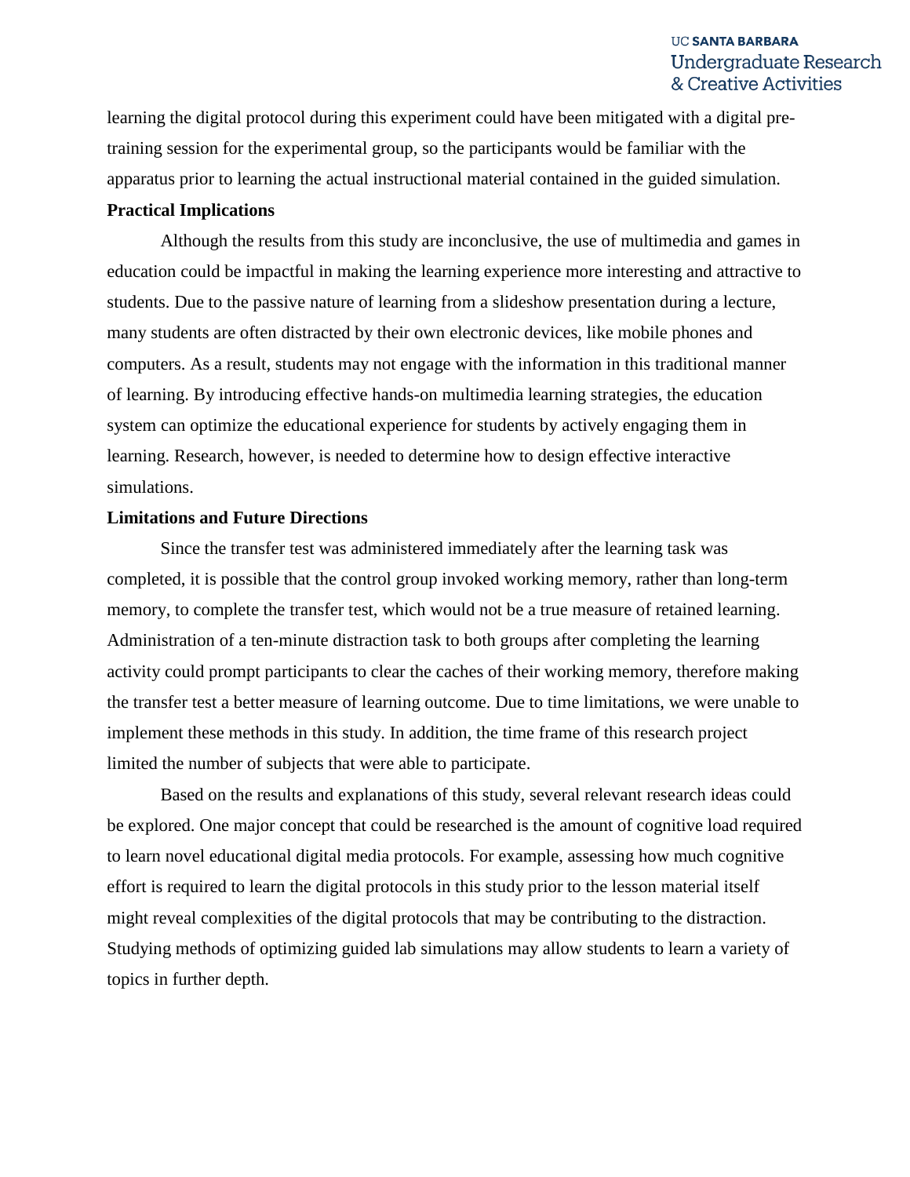learning the digital protocol during this experiment could have been mitigated with a digital pre-training session for the experimental group, so the participants would be familiar with the apparatus prior to learning the actual instructional material contained in the guided simulation.

**Practical Implications**

Although the results from this study are inconclusive, the use of multimedia and games in education could be impactful in making the learning experience more interesting and attractive to students. Due to the passive nature of learning from a slideshow presentation during a lecture, many students are often distracted by their own electronic devices, like mobile phones and computers. As a result, students may not engage with the information in this traditional manner of learning. By introducing effective hands-on multimedia learning strategies, the education system can optimize the educational experience for students by actively engaging them in learning. Research, however, is needed to determine how to design effective interactive simulations.

**Limitations and Future Directions**

Since the transfer test was administered immediately after the learning task was completed, it is possible that the control group invoked working memory, rather than long-term memory, to complete the transfer test, which would not be a true measure of retained learning. Administration of a ten-minute distraction task to both groups after completing the learning activity could prompt participants to clear the caches of their working memory, therefore making the transfer test a better measure of learning outcome. Due to time limitations, we were unable to implement these methods in this study. In addition, the time frame of this research project limited the number of subjects that were able to participate.

Based on the results and explanations of this study, several relevant research ideas could be explored. One major concept that could be researched is the amount of cognitive load required to learn novel educational digital media protocols. For example, assessing how much cognitive effort is required to learn the digital protocols in this study prior to the lesson material itself might reveal complexities of the digital protocols that may be contributing to the distraction. Studying methods of optimizing guided lab simulations may allow students to learn a variety of topics in further depth.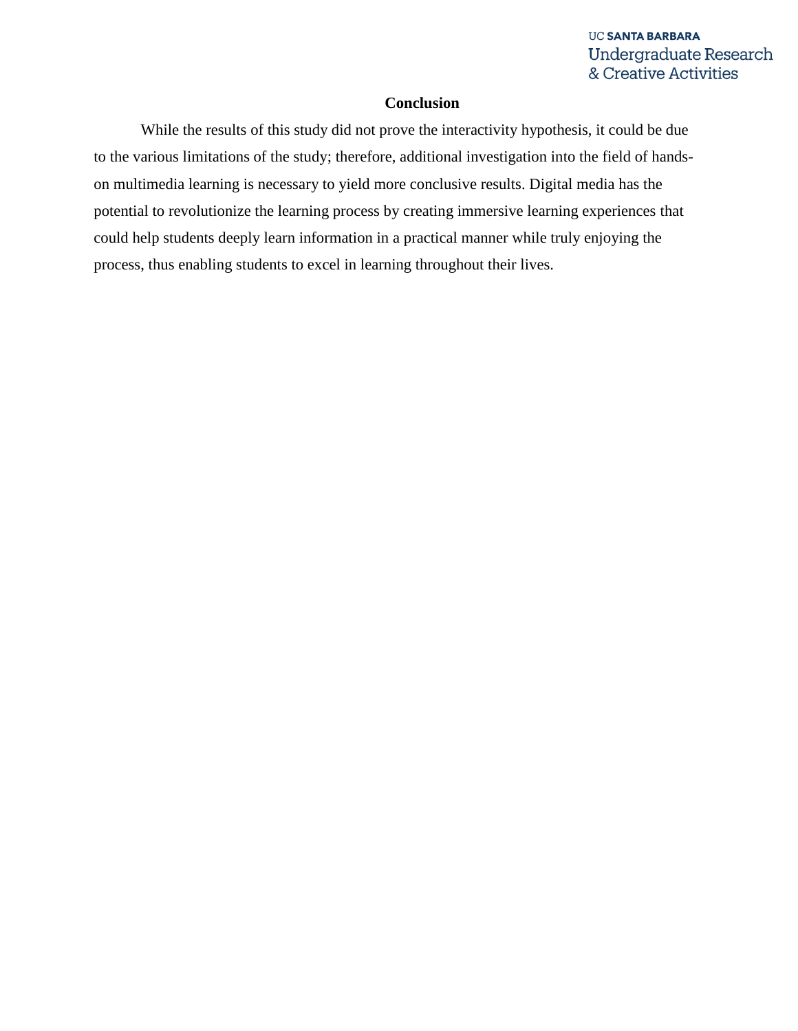## Conclusion

While the results of this study did not prove the interactivity hypothesis, it could be due to the various limitations of the study; therefore, additional investigation into the field of hands-on multimedia learning is necessary to yield more conclusive results. Digital media has the potential to revolutionize the learning process by creating immersive learning experiences that could help students deeply learn information in a practical manner while truly enjoying the process, thus enabling students to excel in learning throughout their lives.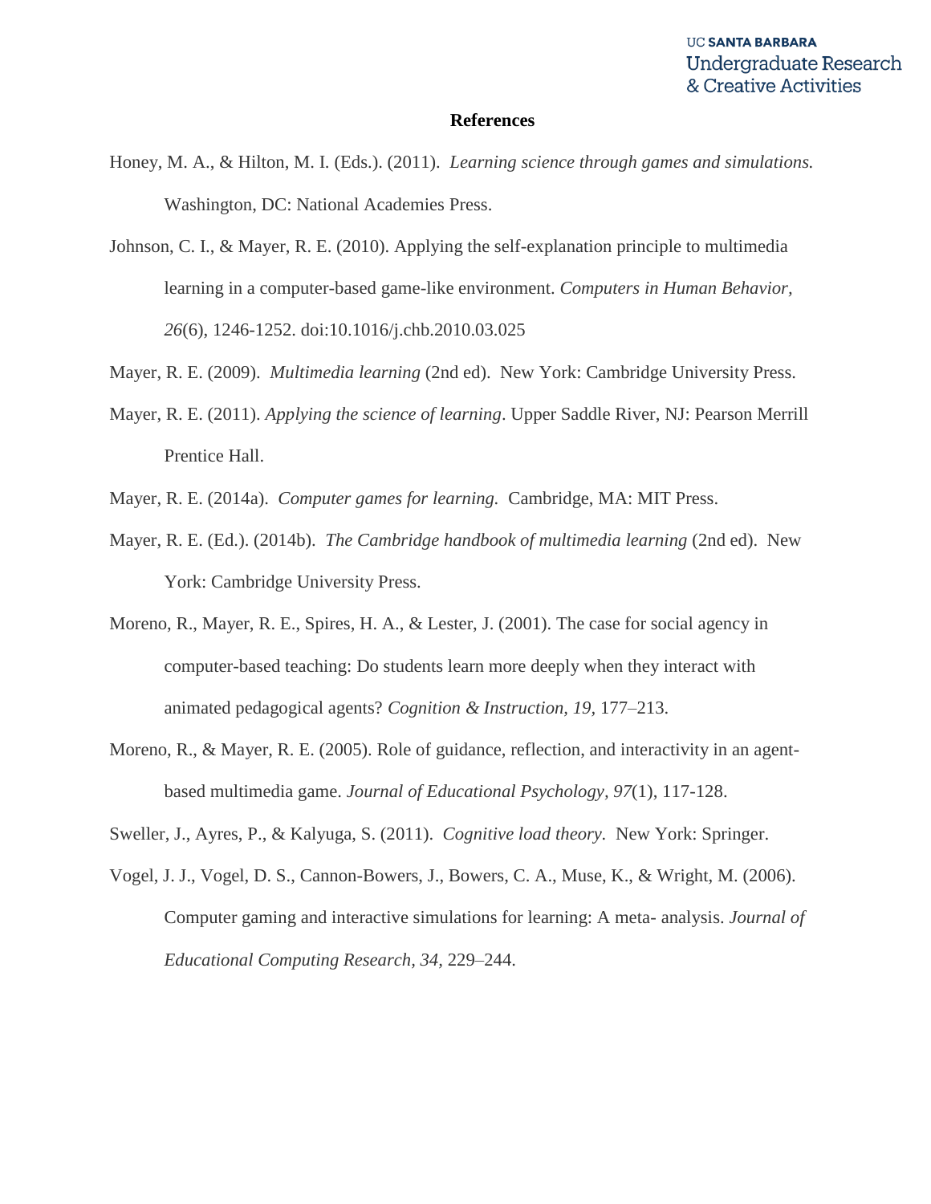# References

Honey, M. A., & Hilton, M. I. (Eds.). (2011). *Learning science through games and simulations.* Washington, DC: National Academies Press.

Johnson, C. I., & Mayer, R. E. (2010). Applying the self-explanation principle to multimedia learning in a computer-based game-like environment. *Computers in Human Behavior*, *26*(6), 1246-1252. doi:10.1016/j.chb.2010.03.025

Mayer, R. E. (2009). *Multimedia learning* (2nd ed). New York: Cambridge University Press.

Mayer, R. E. (2011). *Applying the science of learning*. Upper Saddle River, NJ: Pearson Merrill Prentice Hall.

Mayer, R. E. (2014a). *Computer games for learning.* Cambridge, MA: MIT Press.

Mayer, R. E. (Ed.). (2014b). *The Cambridge handbook of multimedia learning* (2nd ed). New York: Cambridge University Press.

Moreno, R., Mayer, R. E., Spires, H. A., & Lester, J. (2001). The case for social agency in computer-based teaching: Do students learn more deeply when they interact with animated pedagogical agents? *Cognition & Instruction, 19*, 177–213.

Moreno, R., & Mayer, R. E. (2005). Role of guidance, reflection, and interactivity in an agent-based multimedia game. *Journal of Educational Psychology, 97*(1), 117-128.

Sweller, J., Ayres, P., & Kalyuga, S. (2011). *Cognitive load theory*. New York: Springer.

Vogel, J. J., Vogel, D. S., Cannon-Bowers, J., Bowers, C. A., Muse, K., & Wright, M. (2006). Computer gaming and interactive simulations for learning: A meta- analysis. *Journal of Educational Computing Research, 34,* 229–244.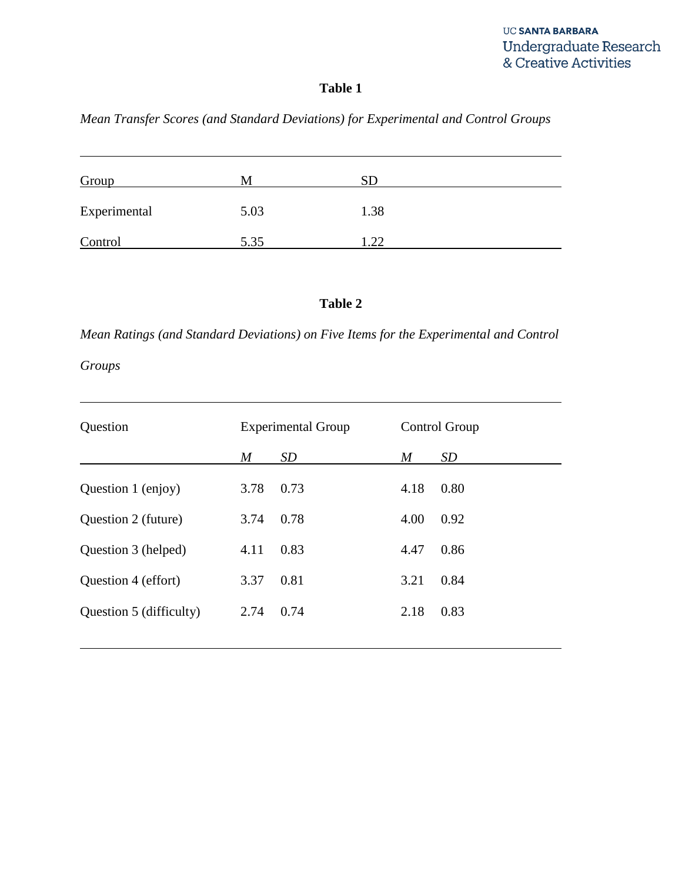**Table 1**

*Mean Transfer Scores (and Standard Deviations) for Experimental and Control Groups*

| Group | M | SD |
|---|---|---|
| Experimental | 5.03 | 1.38 |
| Control | 5.35 | 1.22 |

**Table 2**

*Mean Ratings (and Standard Deviations) on Five Items for the Experimental and Control Groups*

| Question | Experimental Group | | Control Group | |
|---|---|---|---|---|
| | *M* | *SD* | *M* | *SD* |
| Question 1 (enjoy) | 3.78 | 0.73 | 4.18 | 0.80 |
| Question 2 (future) | 3.74 | 0.78 | 4.00 | 0.92 |
| Question 3 (helped) | 4.11 | 0.83 | 4.47 | 0.86 |
| Question 4 (effort) | 3.37 | 0.81 | 3.21 | 0.84 |
| Question 5 (difficulty) | 2.74 | 0.74 | 2.18 | 0.83 |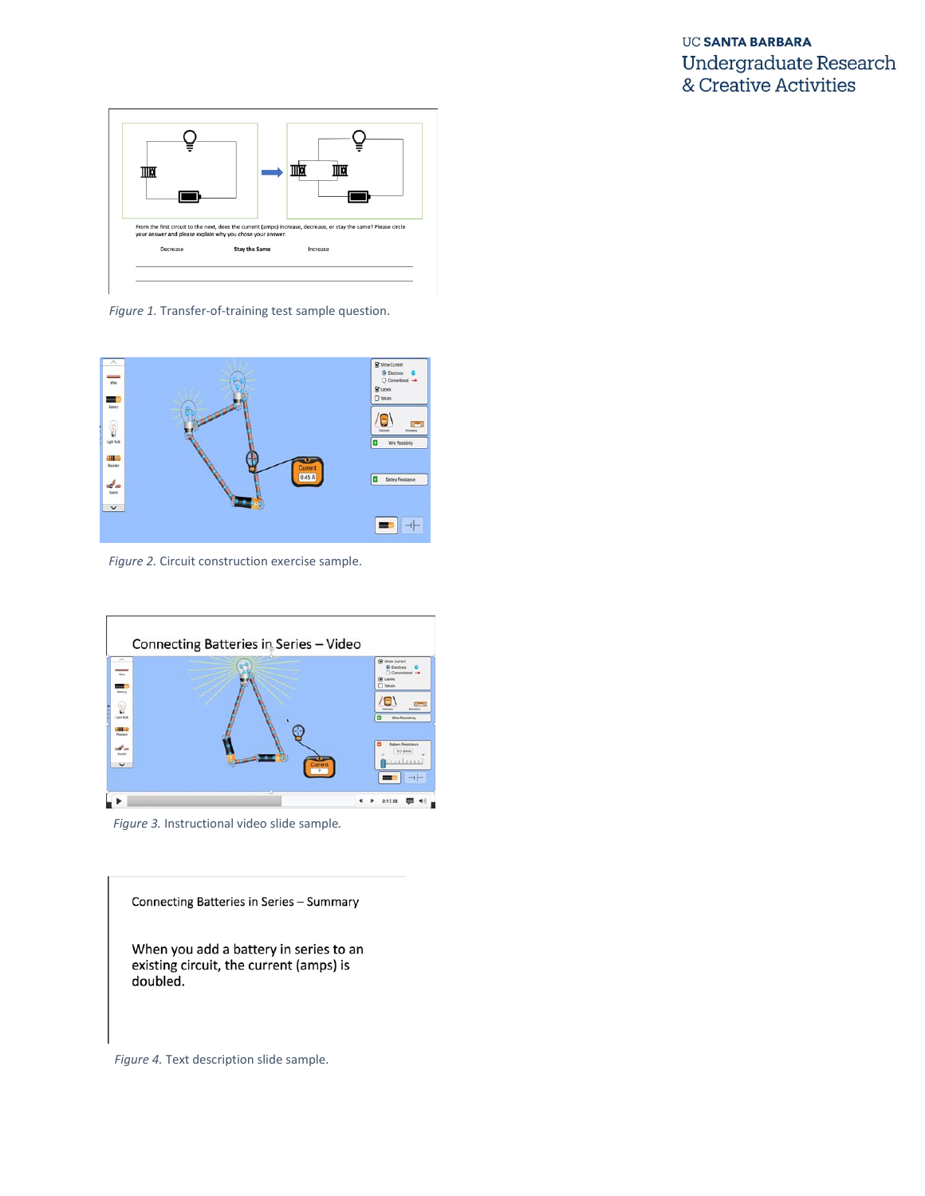From the first circuit to the next, does the current (amps) increase, decrease, or stay the same? Please circle your answer and please explain why you chose your answer.

Decrease      Stay the Same      Increase

*Figure 1.* Transfer-of-training test sample question.

*Figure 2.* Circuit construction exercise sample.

Connecting Batteries in Series – Video

*Figure 3.* Instructional video slide sample.

Connecting Batteries in Series – Summary

When you add a battery in series to an existing circuit, the current (amps) is doubled.

*Figure 4.* Text description slide sample.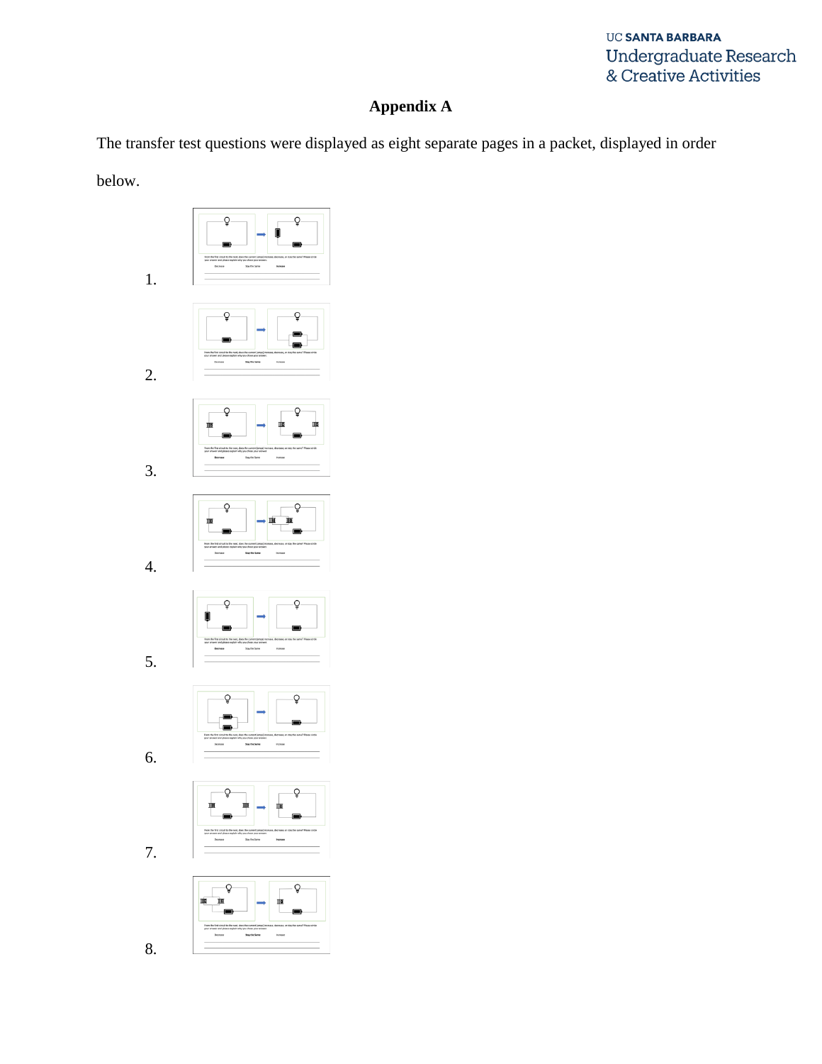# Appendix A

The transfer test questions were displayed as eight separate pages in a packet, displayed in order below.

1.

2.

3.

4.

5.

6.

7.

8.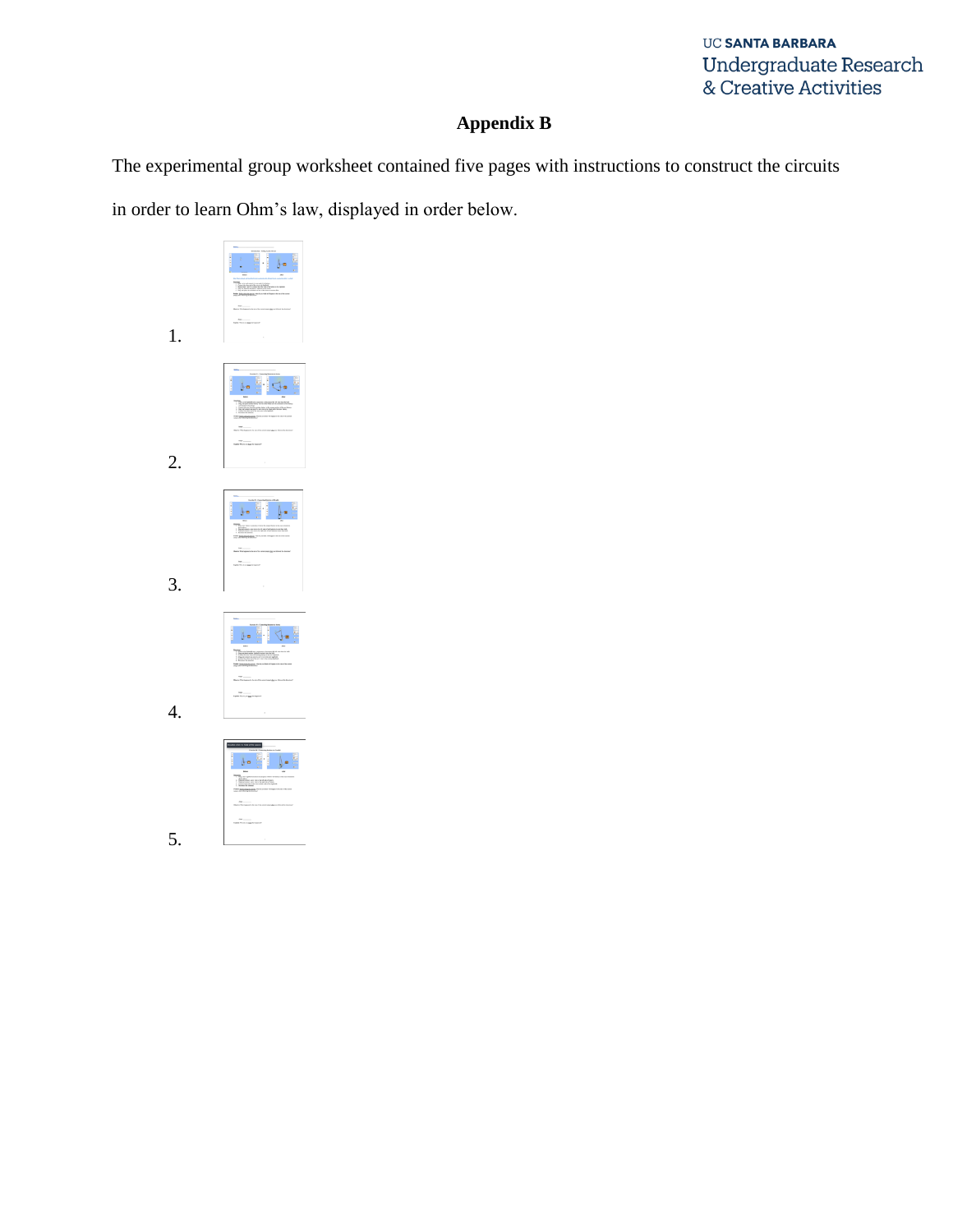**Appendix B**

The experimental group worksheet contained five pages with instructions to construct the circuits in order to learn Ohm's law, displayed in order below.

1.

2.

3.

4.

5.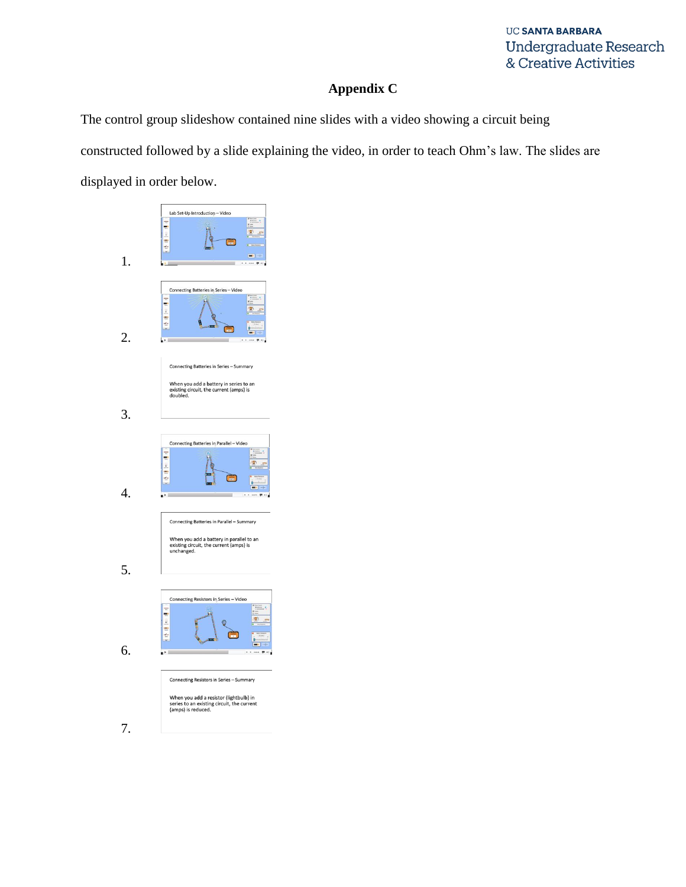# Appendix C

The control group slideshow contained nine slides with a video showing a circuit being constructed followed by a slide explaining the video, in order to teach Ohm's law. The slides are displayed in order below.

1. Lab Set-Up Introduction – Video

2. Connecting Batteries in Series – Video

3. Connecting Batteries in Series – Summary

   When you add a battery in series to an existing circuit, the current (amps) is doubled.

4. Connecting Batteries in Parallel – Video

5. Connecting Batteries in Parallel – Summary

   When you add a battery in parallel to an existing circuit, the current (amps) is unchanged.

6. Connecting Resistors in Series – Video

7. Connecting Resistors in Series – Summary

   When you add a resistor (lightbulb) in series to an existing circuit, the current (amps) is reduced.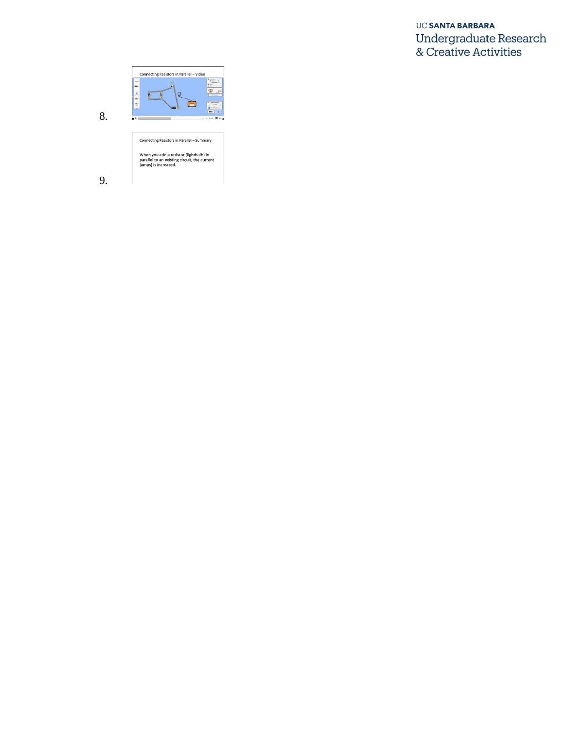8. Connecting Resistors in Parallel – Video

9. Connecting Resistors in Parallel – Summary

When you add a resistor (lightbulb) in parallel to an existing circuit, the current (amps) is increased.